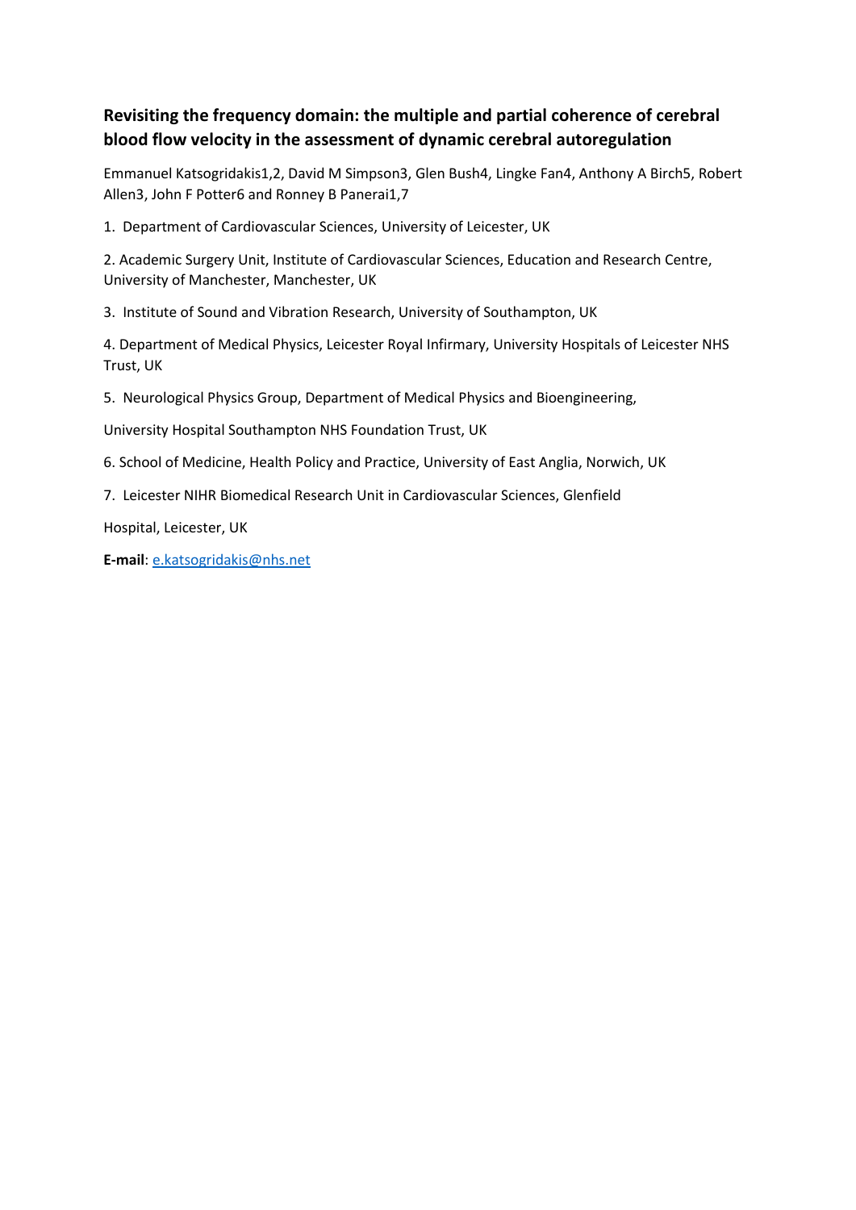# Revisiting the frequency domain: the multiple and partial coherence of cerebral blood flow velocity in the assessment of dynamic cerebral autoregulation

Emmanuel Katsogridakis[1,2], David M Simpson[3], Glen Bush[4], Lingke Fan[4], Anthony A Birch[5], Robert Allen[3], John F Potter[6] and Ronney B Panerai[1,7]

1. Department of Cardiovascular Sciences, University of Leicester, UK

2. Academic Surgery Unit, Institute of Cardiovascular Sciences, Education and Research Centre, University of Manchester, Manchester, UK

3. Institute of Sound and Vibration Research, University of Southampton, UK

4. Department of Medical Physics, Leicester Royal Infirmary, University Hospitals of Leicester NHS Trust, UK

5. Neurological Physics Group, Department of Medical Physics and Bioengineering,

University Hospital Southampton NHS Foundation Trust, UK

6. School of Medicine, Health Policy and Practice, University of East Anglia, Norwich, UK

7. Leicester NIHR Biomedical Research Unit in Cardiovascular Sciences, Glenfield

Hospital, Leicester, UK

**E-mail**: e.katsogridakis@nhs.net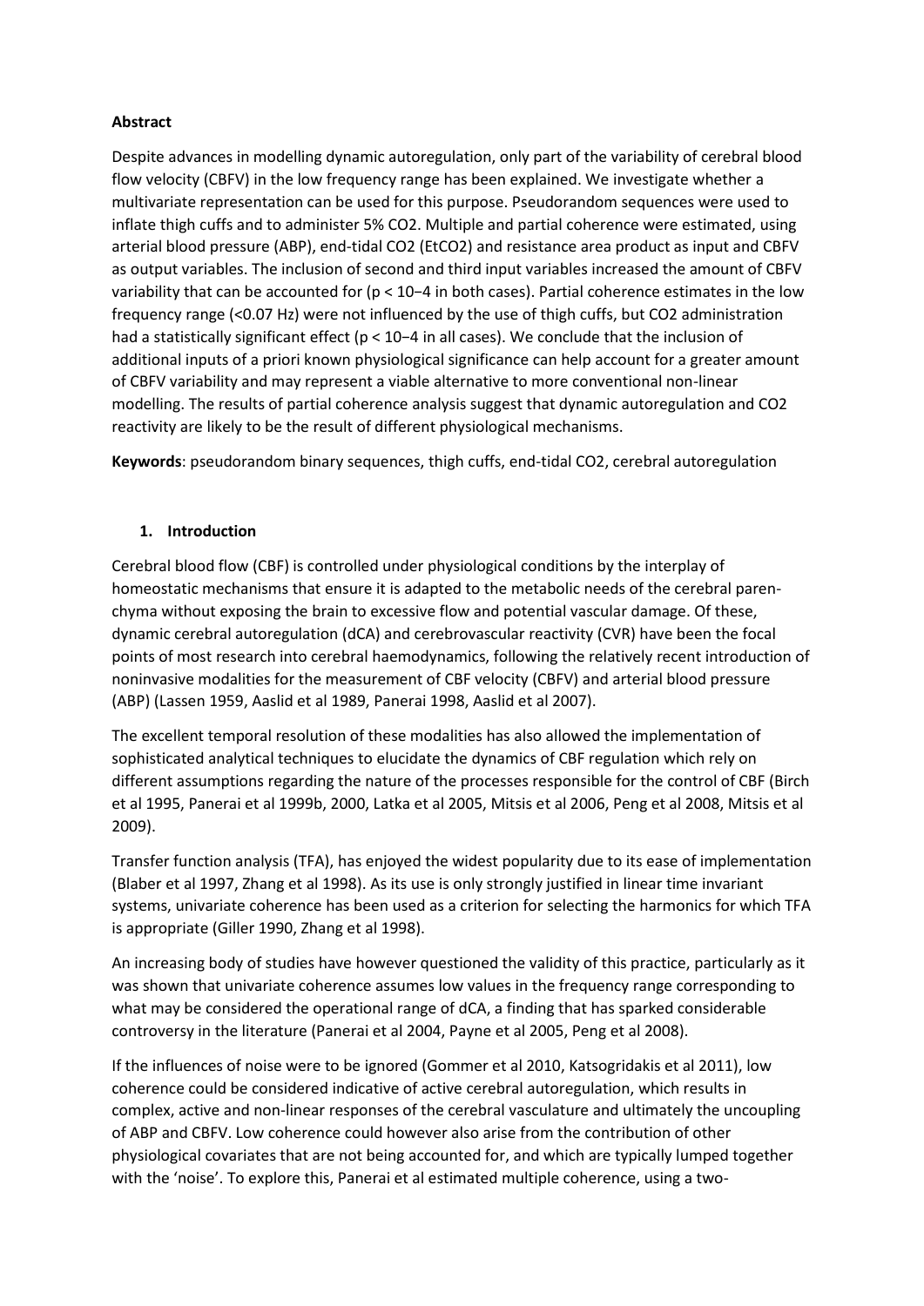**Abstract**

Despite advances in modelling dynamic autoregulation, only part of the variability of cerebral blood flow velocity (CBFV) in the low frequency range has been explained. We investigate whether a multivariate representation can be used for this purpose. Pseudorandom sequences were used to inflate thigh cuffs and to administer 5% $CO_2$. Multiple and partial coherence were estimated, using arterial blood pressure (ABP), end-tidal $CO_2$ ($EtCO_2$) and resistance area product as input and CBFV as output variables. The inclusion of second and third input variables increased the amount of CBFV variability that can be accounted for ($p < 10^{-4}$ in both cases). Partial coherence estimates in the low frequency range (<0.07 Hz) were not influenced by the use of thigh cuffs, but $CO_2$ administration had a statistically significant effect ($p < 10^{-4}$ in all cases). We conclude that the inclusion of additional inputs of a priori known physiological significance can help account for a greater amount of CBFV variability and may represent a viable alternative to more conventional non-linear modelling. The results of partial coherence analysis suggest that dynamic autoregulation and $CO_2$ reactivity are likely to be the result of different physiological mechanisms.

**Keywords**: pseudorandom binary sequences, thigh cuffs, end-tidal $CO_2$, cerebral autoregulation

## 1. Introduction

Cerebral blood flow (CBF) is controlled under physiological conditions by the interplay of homeostatic mechanisms that ensure it is adapted to the metabolic needs of the cerebral parenchyma without exposing the brain to excessive flow and potential vascular damage. Of these, dynamic cerebral autoregulation (dCA) and cerebrovascular reactivity (CVR) have been the focal points of most research into cerebral haemodynamics, following the relatively recent introduction of noninvasive modalities for the measurement of CBF velocity (CBFV) and arterial blood pressure (ABP) (Lassen 1959, Aaslid et al 1989, Panerai 1998, Aaslid et al 2007).

The excellent temporal resolution of these modalities has also allowed the implementation of sophisticated analytical techniques to elucidate the dynamics of CBF regulation which rely on different assumptions regarding the nature of the processes responsible for the control of CBF (Birch et al 1995, Panerai et al 1999b, 2000, Latka et al 2005, Mitsis et al 2006, Peng et al 2008, Mitsis et al 2009).

Transfer function analysis (TFA), has enjoyed the widest popularity due to its ease of implementation (Blaber et al 1997, Zhang et al 1998). As its use is only strongly justified in linear time invariant systems, univariate coherence has been used as a criterion for selecting the harmonics for which TFA is appropriate (Giller 1990, Zhang et al 1998).

An increasing body of studies have however questioned the validity of this practice, particularly as it was shown that univariate coherence assumes low values in the frequency range corresponding to what may be considered the operational range of dCA, a finding that has sparked considerable controversy in the literature (Panerai et al 2004, Payne et al 2005, Peng et al 2008).

If the influences of noise were to be ignored (Gommer et al 2010, Katsogridakis et al 2011), low coherence could be considered indicative of active cerebral autoregulation, which results in complex, active and non-linear responses of the cerebral vasculature and ultimately the uncoupling of ABP and CBFV. Low coherence could however also arise from the contribution of other physiological covariates that are not being accounted for, and which are typically lumped together with the 'noise'. To explore this, Panerai et al estimated multiple coherence, using a two-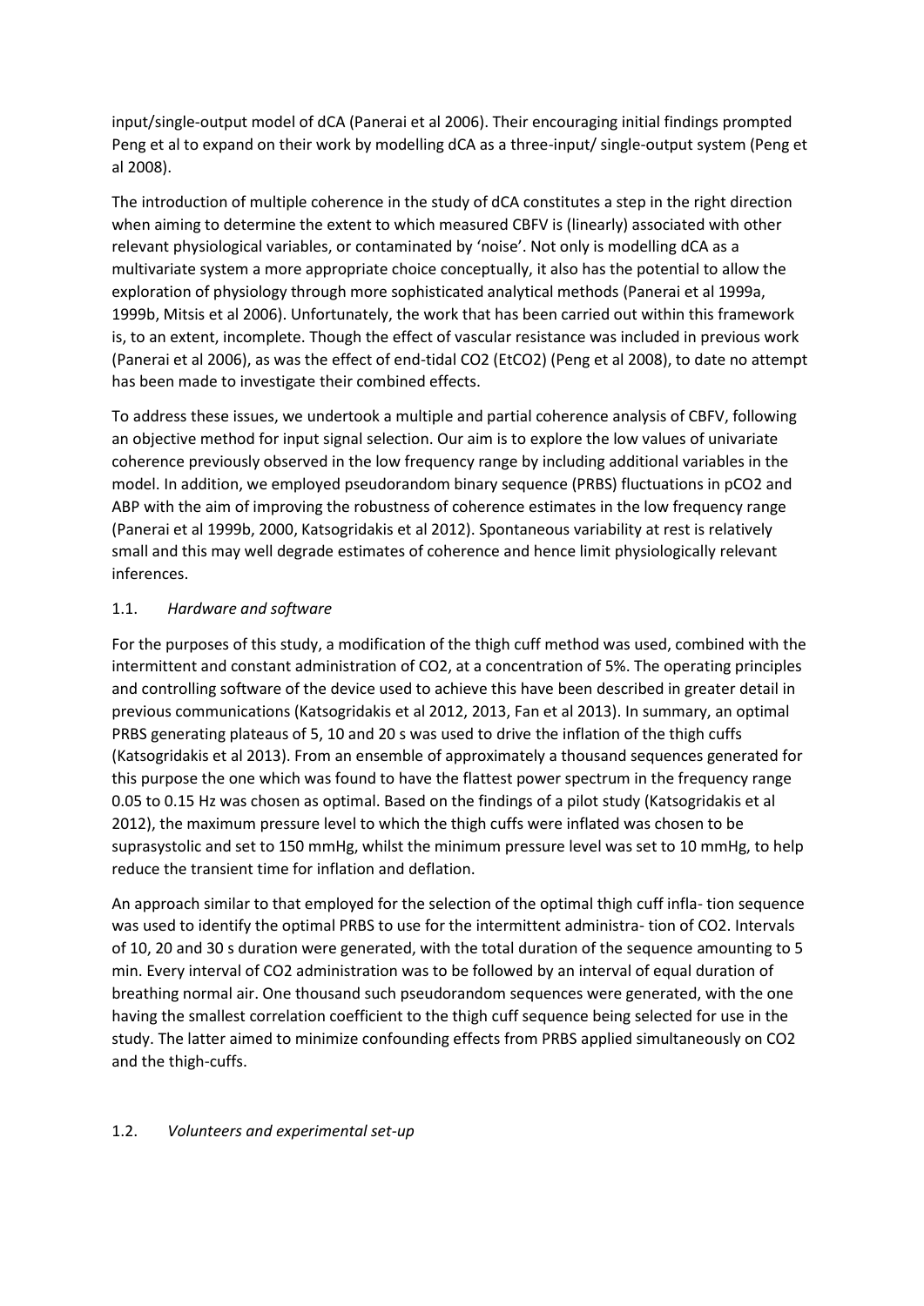input/single-output model of dCA (Panerai et al 2006). Their encouraging initial findings prompted Peng et al to expand on their work by modelling dCA as a three-input/ single-output system (Peng et al 2008).

The introduction of multiple coherence in the study of dCA constitutes a step in the right direction when aiming to determine the extent to which measured CBFV is (linearly) associated with other relevant physiological variables, or contaminated by 'noise'. Not only is modelling dCA as a multivariate system a more appropriate choice conceptually, it also has the potential to allow the exploration of physiology through more sophisticated analytical methods (Panerai et al 1999a, 1999b, Mitsis et al 2006). Unfortunately, the work that has been carried out within this framework is, to an extent, incomplete. Though the effect of vascular resistance was included in previous work (Panerai et al 2006), as was the effect of end-tidal CO2 (EtCO2) (Peng et al 2008), to date no attempt has been made to investigate their combined effects.

To address these issues, we undertook a multiple and partial coherence analysis of CBFV, following an objective method for input signal selection. Our aim is to explore the low values of univariate coherence previously observed in the low frequency range by including additional variables in the model. In addition, we employed pseudorandom binary sequence (PRBS) fluctuations in pCO2 and ABP with the aim of improving the robustness of coherence estimates in the low frequency range (Panerai et al 1999b, 2000, Katsogridakis et al 2012). Spontaneous variability at rest is relatively small and this may well degrade estimates of coherence and hence limit physiologically relevant inferences.

### 1.1. *Hardware and software*

For the purposes of this study, a modification of the thigh cuff method was used, combined with the intermittent and constant administration of CO2, at a concentration of 5%. The operating principles and controlling software of the device used to achieve this have been described in greater detail in previous communications (Katsogridakis et al 2012, 2013, Fan et al 2013). In summary, an optimal PRBS generating plateaus of 5, 10 and 20 s was used to drive the inflation of the thigh cuffs (Katsogridakis et al 2013). From an ensemble of approximately a thousand sequences generated for this purpose the one which was found to have the flattest power spectrum in the frequency range 0.05 to 0.15 Hz was chosen as optimal. Based on the findings of a pilot study (Katsogridakis et al 2012), the maximum pressure level to which the thigh cuffs were inflated was chosen to be suprasystolic and set to 150 mmHg, whilst the minimum pressure level was set to 10 mmHg, to help reduce the transient time for inflation and deflation.

An approach similar to that employed for the selection of the optimal thigh cuff infla- tion sequence was used to identify the optimal PRBS to use for the intermittent administra- tion of CO2. Intervals of 10, 20 and 30 s duration were generated, with the total duration of the sequence amounting to 5 min. Every interval of CO2 administration was to be followed by an interval of equal duration of breathing normal air. One thousand such pseudorandom sequences were generated, with the one having the smallest correlation coefficient to the thigh cuff sequence being selected for use in the study. The latter aimed to minimize confounding effects from PRBS applied simultaneously on CO2 and the thigh-cuffs.

### 1.2. *Volunteers and experimental set-up*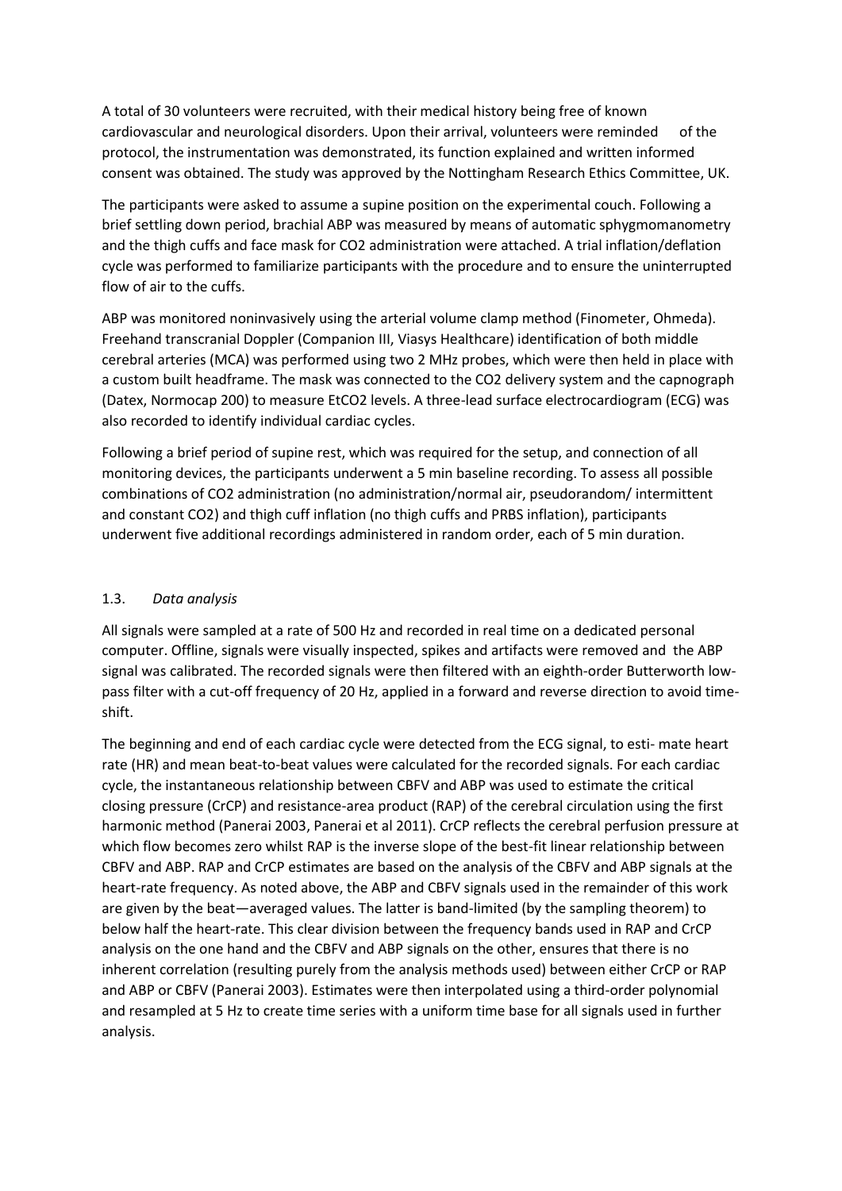A total of 30 volunteers were recruited, with their medical history being free of known cardiovascular and neurological disorders. Upon their arrival, volunteers were reminded of the protocol, the instrumentation was demonstrated, its function explained and written informed consent was obtained. The study was approved by the Nottingham Research Ethics Committee, UK.

The participants were asked to assume a supine position on the experimental couch. Following a brief settling down period, brachial ABP was measured by means of automatic sphygmomanometry and the thigh cuffs and face mask for $CO_2$ administration were attached. A trial inflation/deflation cycle was performed to familiarize participants with the procedure and to ensure the uninterrupted flow of air to the cuffs.

ABP was monitored noninvasively using the arterial volume clamp method (Finometer, Ohmeda). Freehand transcranial Doppler (Companion III, Viasys Healthcare) identification of both middle cerebral arteries (MCA) was performed using two 2 MHz probes, which were then held in place with a custom built headframe. The mask was connected to the $CO_2$ delivery system and the capnograph (Datex, Normocap 200) to measure $EtCO_2$ levels. A three-lead surface electrocardiogram (ECG) was also recorded to identify individual cardiac cycles.

Following a brief period of supine rest, which was required for the setup, and connection of all monitoring devices, the participants underwent a 5 min baseline recording. To assess all possible combinations of $CO_2$ administration (no administration/normal air, pseudorandom/ intermittent and constant $CO_2$) and thigh cuff inflation (no thigh cuffs and PRBS inflation), participants underwent five additional recordings administered in random order, each of 5 min duration.

### 1.3. *Data analysis*

All signals were sampled at a rate of 500 Hz and recorded in real time on a dedicated personal computer. Offline, signals were visually inspected, spikes and artifacts were removed and the ABP signal was calibrated. The recorded signals were then filtered with an eighth-order Butterworth low-pass filter with a cut-off frequency of 20 Hz, applied in a forward and reverse direction to avoid time-shift.

The beginning and end of each cardiac cycle were detected from the ECG signal, to esti- mate heart rate (HR) and mean beat-to-beat values were calculated for the recorded signals. For each cardiac cycle, the instantaneous relationship between CBFV and ABP was used to estimate the critical closing pressure (CrCP) and resistance-area product (RAP) of the cerebral circulation using the first harmonic method (Panerai 2003, Panerai et al 2011). CrCP reflects the cerebral perfusion pressure at which flow becomes zero whilst RAP is the inverse slope of the best-fit linear relationship between CBFV and ABP. RAP and CrCP estimates are based on the analysis of the CBFV and ABP signals at the heart-rate frequency. As noted above, the ABP and CBFV signals used in the remainder of this work are given by the beat—averaged values. The latter is band-limited (by the sampling theorem) to below half the heart-rate. This clear division between the frequency bands used in RAP and CrCP analysis on the one hand and the CBFV and ABP signals on the other, ensures that there is no inherent correlation (resulting purely from the analysis methods used) between either CrCP or RAP and ABP or CBFV (Panerai 2003). Estimates were then interpolated using a third-order polynomial and resampled at 5 Hz to create time series with a uniform time base for all signals used in further analysis.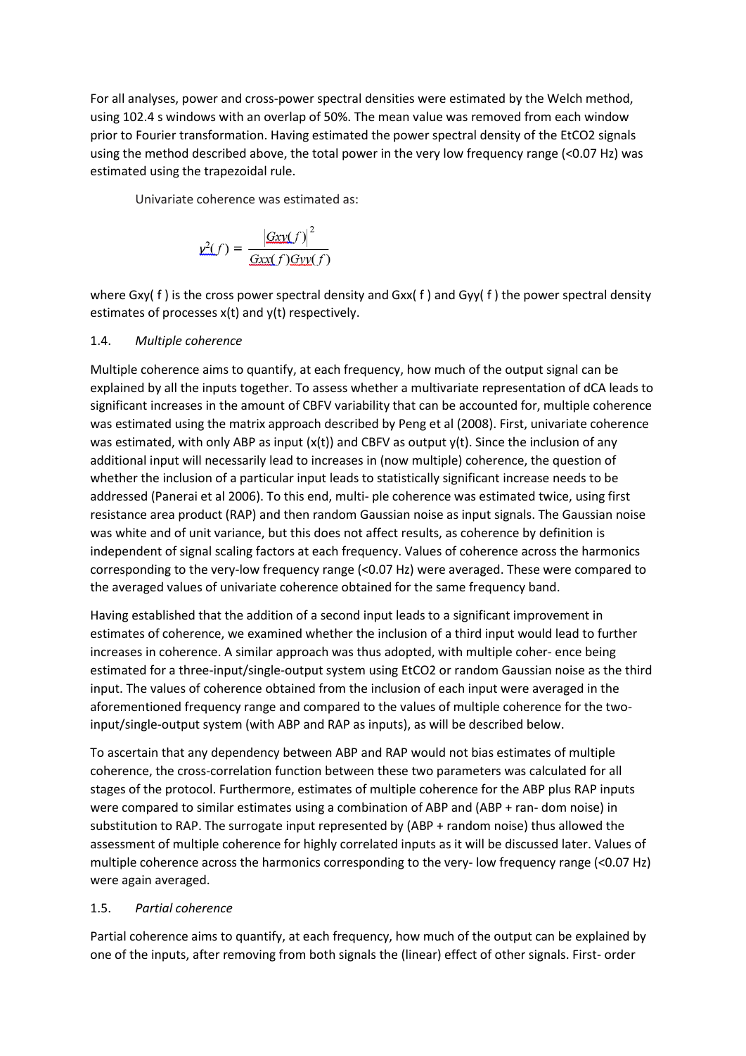For all analyses, power and cross-power spectral densities were estimated by the Welch method, using 102.4 s windows with an overlap of 50%. The mean value was removed from each window prior to Fourier transformation. Having estimated the power spectral density of the $EtCO_2$ signals using the method described above, the total power in the very low frequency range (<0.07 Hz) was estimated using the trapezoidal rule.

Univariate coherence was estimated as:

$$\gamma^2(f) = \frac{|Gxy(f)|^2}{Gxx(f)Gyy(f)}$$

where Gxy( f ) is the cross power spectral density and Gxx( f ) and Gyy( f ) the power spectral density estimates of processes x(t) and y(t) respectively.

### 1.4. *Multiple coherence*

Multiple coherence aims to quantify, at each frequency, how much of the output signal can be explained by all the inputs together. To assess whether a multivariate representation of dCA leads to significant increases in the amount of CBFV variability that can be accounted for, multiple coherence was estimated using the matrix approach described by Peng et al (2008). First, univariate coherence was estimated, with only ABP as input (x(t)) and CBFV as output y(t). Since the inclusion of any additional input will necessarily lead to increases in (now multiple) coherence, the question of whether the inclusion of a particular input leads to statistically significant increase needs to be addressed (Panerai et al 2006). To this end, multi- ple coherence was estimated twice, using first resistance area product (RAP) and then random Gaussian noise as input signals. The Gaussian noise was white and of unit variance, but this does not affect results, as coherence by definition is independent of signal scaling factors at each frequency. Values of coherence across the harmonics corresponding to the very-low frequency range (<0.07 Hz) were averaged. These were compared to the averaged values of univariate coherence obtained for the same frequency band.

Having established that the addition of a second input leads to a significant improvement in estimates of coherence, we examined whether the inclusion of a third input would lead to further increases in coherence. A similar approach was thus adopted, with multiple coher- ence being estimated for a three-input/single-output system using $EtCO_2$ or random Gaussian noise as the third input. The values of coherence obtained from the inclusion of each input were averaged in the aforementioned frequency range and compared to the values of multiple coherence for the two-input/single-output system (with ABP and RAP as inputs), as will be described below.

To ascertain that any dependency between ABP and RAP would not bias estimates of multiple coherence, the cross-correlation function between these two parameters was calculated for all stages of the protocol. Furthermore, estimates of multiple coherence for the ABP plus RAP inputs were compared to similar estimates using a combination of ABP and (ABP + ran- dom noise) in substitution to RAP. The surrogate input represented by (ABP + random noise) thus allowed the assessment of multiple coherence for highly correlated inputs as it will be discussed later. Values of multiple coherence across the harmonics corresponding to the very- low frequency range (<0.07 Hz) were again averaged.

### 1.5. *Partial coherence*

Partial coherence aims to quantify, at each frequency, how much of the output can be explained by one of the inputs, after removing from both signals the (linear) effect of other signals. First- order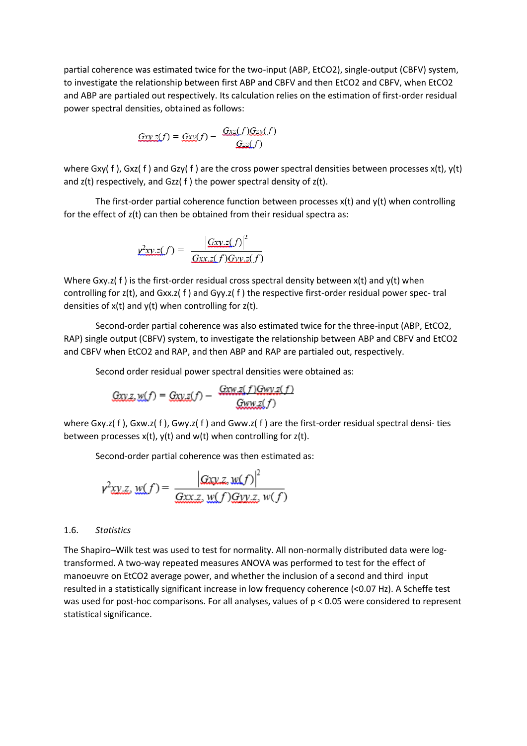partial coherence was estimated twice for the two-input (ABP, EtCO2), single-output (CBFV) system, to investigate the relationship between first ABP and CBFV and then EtCO2 and CBFV, when EtCO2 and ABP are partialed out respectively. Its calculation relies on the estimation of first-order residual power spectral densities, obtained as follows:

$$Gxy.z(f) = Gxy(f) - \frac{Gxz(f)Gzy(f)}{Gzz(f)}$$

where Gxy( f ), Gxz( f ) and Gzy( f ) are the cross power spectral densities between processes x(t), y(t) and z(t) respectively, and Gzz( f ) the power spectral density of z(t).

The first-order partial coherence function between processes x(t) and y(t) when controlling for the effect of z(t) can then be obtained from their residual spectra as:

$$\gamma^2 xy.z(f) = \frac{|Gxy.z(f)|^2}{Gxx.z(f)Gyy.z(f)}$$

Where Gxy.z( f ) is the first-order residual cross spectral density between x(t) and y(t) when controlling for z(t), and Gxx.z( f ) and Gyy.z( f ) the respective first-order residual power spec- tral densities of x(t) and y(t) when controlling for z(t).

Second-order partial coherence was also estimated twice for the three-input (ABP, EtCO2, RAP) single output (CBFV) system, to investigate the relationship between ABP and CBFV and EtCO2 and CBFV when EtCO2 and RAP, and then ABP and RAP are partialed out, respectively.

Second order residual power spectral densities were obtained as:

$$Gxy.z, w(f) = Gxy.z(f) - \frac{Gxw.z(f)Gwy.z(f)}{Gww.z(f)}$$

where Gxy.z( f ), Gxw.z( f ), Gwy.z( f ) and Gww.z( f ) are the first-order residual spectral densi- ties between processes x(t), y(t) and w(t) when controlling for z(t).

Second-order partial coherence was then estimated as:

$$\gamma^2 xy.z, w(f) = \frac{|Gxy.z, w(f)|^2}{Gxx.z, w(f)Gyy.z, w(f)}$$

## 1.6. *Statistics*

The Shapiro–Wilk test was used to test for normality. All non-normally distributed data were log-transformed. A two-way repeated measures ANOVA was performed to test for the effect of manoeuvre on EtCO2 average power, and whether the inclusion of a second and third input resulted in a statistically significant increase in low frequency coherence (<0.07 Hz). A Scheffe test was used for post-hoc comparisons. For all analyses, values of $p < 0.05$ were considered to represent statistical significance.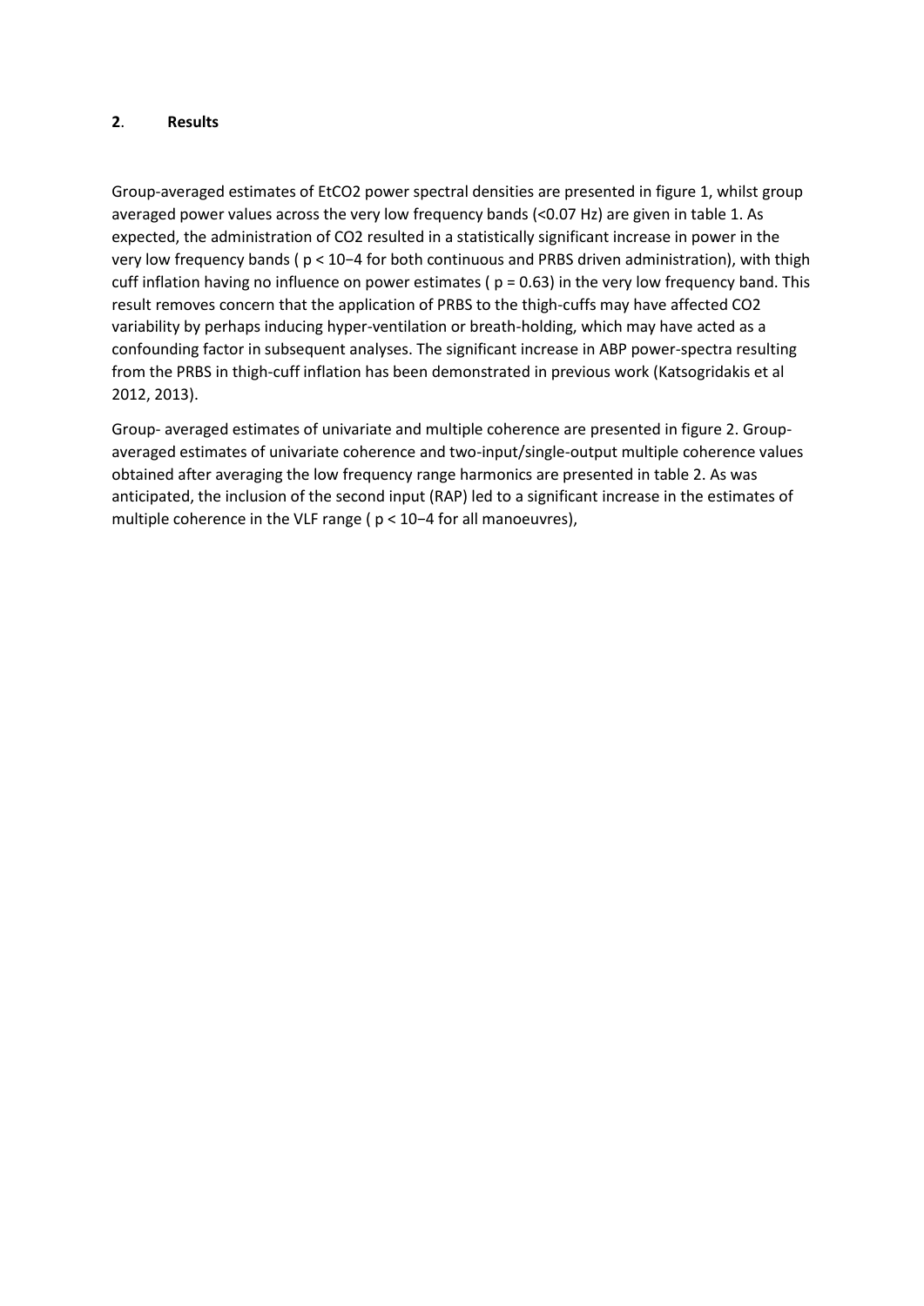## 2. Results

Group-averaged estimates of $EtCO_2$ power spectral densities are presented in figure 1, whilst group averaged power values across the very low frequency bands (<0.07 Hz) are given in table 1. As expected, the administration of $CO_2$ resulted in a statistically significant increase in power in the very low frequency bands ( $p < 10^{-4}$ for both continuous and PRBS driven administration), with thigh cuff inflation having no influence on power estimates ( $p = 0.63$) in the very low frequency band. This result removes concern that the application of PRBS to the thigh-cuffs may have affected $CO_2$ variability by perhaps inducing hyper-ventilation or breath-holding, which may have acted as a confounding factor in subsequent analyses. The significant increase in ABP power-spectra resulting from the PRBS in thigh-cuff inflation has been demonstrated in previous work (Katsogridakis et al 2012, 2013).

Group- averaged estimates of univariate and multiple coherence are presented in figure 2. Group-averaged estimates of univariate coherence and two-input/single-output multiple coherence values obtained after averaging the low frequency range harmonics are presented in table 2. As was anticipated, the inclusion of the second input (RAP) led to a significant increase in the estimates of multiple coherence in the VLF range ( $p < 10^{-4}$ for all manoeuvres),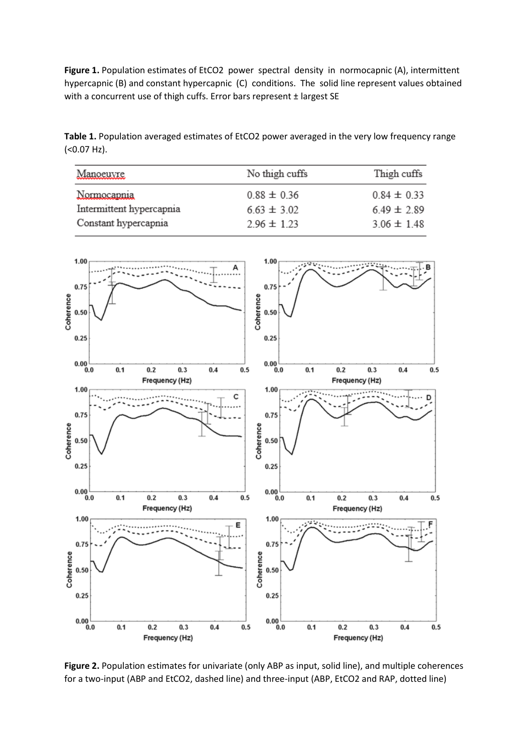**Figure 1.** Population estimates of $EtCO_2$ power spectral density in normocapnic (A), intermittent hypercapnic (B) and constant hypercapnic (C) conditions. The solid line represent values obtained with a concurrent use of thigh cuffs. Error bars represent ± largest SE

**Table 1.** Population averaged estimates of $EtCO_2$ power averaged in the very low frequency range (<0.07 Hz).

| Manoeuvre | No thigh cuffs | Thigh cuffs |
|---|---|---|
| Normocapnia | 0.88 ± 0.36 | 0.84 ± 0.33 |
| Intermittent hypercapnia | 6.63 ± 3.02 | 6.49 ± 2.89 |
| Constant hypercapnia | 2.96 ± 1.23 | 3.06 ± 1.48 |

**Figure 2.** Population estimates for univariate (only ABP as input, solid line), and multiple coherences for a two-input (ABP and $EtCO_2$, dashed line) and three-input (ABP, $EtCO_2$ and RAP, dotted line)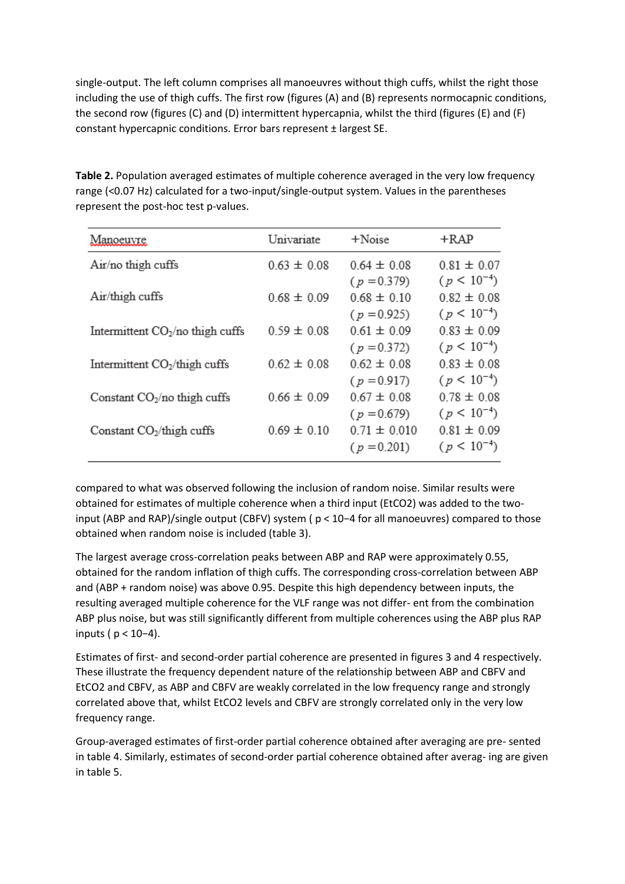single-output. The left column comprises all manoeuvres without thigh cuffs, whilst the right those including the use of thigh cuffs. The first row (figures (A) and (B) represents normocapnic conditions, the second row (figures (C) and (D) intermittent hypercapnia, whilst the third (figures (E) and (F) constant hypercapnic conditions. Error bars represent ± largest SE.

**Table 2.** Population averaged estimates of multiple coherence averaged in the very low frequency range (<0.07 Hz) calculated for a two-input/single-output system. Values in the parentheses represent the post-hoc test p-values.

| Manoeuvre | Univariate | +Noise | +RAP |
|---|---|---|---|
| Air/no thigh cuffs | 0.63 ± 0.08 | 0.64 ± 0.08 ($p = 0.379$) | 0.81 ± 0.07 ($p < 10^{-4}$) |
| Air/thigh cuffs | 0.68 ± 0.09 | 0.68 ± 0.10 ($p = 0.925$) | 0.82 ± 0.08 ($p < 10^{-4}$) |
| Intermittent $CO_2$/no thigh cuffs | 0.59 ± 0.08 | 0.61 ± 0.09 ($p = 0.372$) | 0.83 ± 0.09 ($p < 10^{-4}$) |
| Intermittent $CO_2$/thigh cuffs | 0.62 ± 0.08 | 0.62 ± 0.08 ($p = 0.917$) | 0.83 ± 0.08 ($p < 10^{-4}$) |
| Constant $CO_2$/no thigh cuffs | 0.66 ± 0.09 | 0.67 ± 0.08 ($p = 0.679$) | 0.78 ± 0.08 ($p < 10^{-4}$) |
| Constant $CO_2$/thigh cuffs | 0.69 ± 0.10 | 0.71 ± 0.010 ($p = 0.201$) | 0.81 ± 0.09 ($p < 10^{-4}$) |

compared to what was observed following the inclusion of random noise. Similar results were obtained for estimates of multiple coherence when a third input (EtCO2) was added to the two-input (ABP and RAP)/single output (CBFV) system ( $p < 10^{-4}$ for all manoeuvres) compared to those obtained when random noise is included (table 3).

The largest average cross-correlation peaks between ABP and RAP were approximately 0.55, obtained for the random inflation of thigh cuffs. The corresponding cross-correlation between ABP and (ABP + random noise) was above 0.95. Despite this high dependency between inputs, the resulting averaged multiple coherence for the VLF range was not differ- ent from the combination ABP plus noise, but was still significantly different from multiple coherences using the ABP plus RAP inputs ( $p < 10^{-4}$).

Estimates of first- and second-order partial coherence are presented in figures 3 and 4 respectively. These illustrate the frequency dependent nature of the relationship between ABP and CBFV and EtCO2 and CBFV, as ABP and CBFV are weakly correlated in the low frequency range and strongly correlated above that, whilst EtCO2 levels and CBFV are strongly correlated only in the very low frequency range.

Group-averaged estimates of first-order partial coherence obtained after averaging are pre- sented in table 4. Similarly, estimates of second-order partial coherence obtained after averag- ing are given in table 5.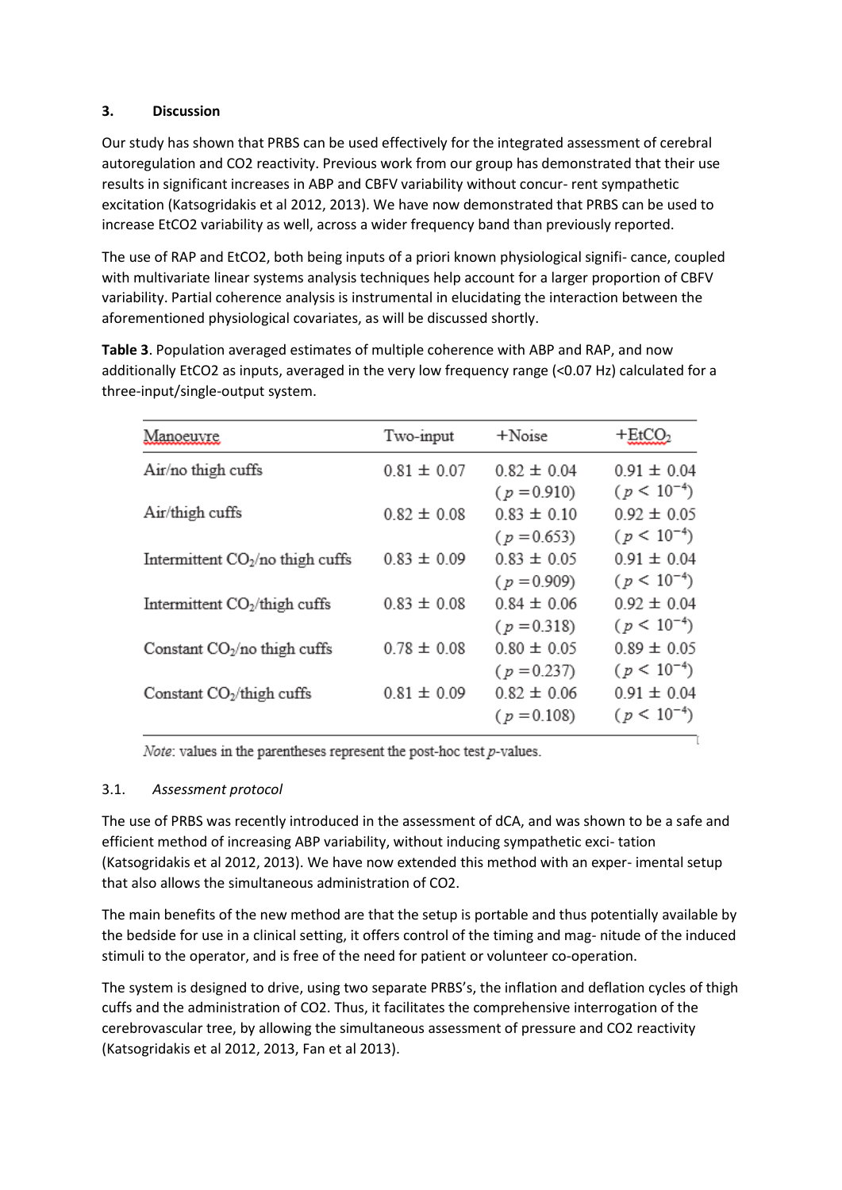## 3. Discussion

Our study has shown that PRBS can be used effectively for the integrated assessment of cerebral autoregulation and CO2 reactivity. Previous work from our group has demonstrated that their use results in significant increases in ABP and CBFV variability without concur- rent sympathetic excitation (Katsogridakis et al 2012, 2013). We have now demonstrated that PRBS can be used to increase EtCO2 variability as well, across a wider frequency band than previously reported.

The use of RAP and EtCO2, both being inputs of a priori known physiological signifi- cance, coupled with multivariate linear systems analysis techniques help account for a larger proportion of CBFV variability. Partial coherence analysis is instrumental in elucidating the interaction between the aforementioned physiological covariates, as will be discussed shortly.

**Table 3**. Population averaged estimates of multiple coherence with ABP and RAP, and now additionally EtCO2 as inputs, averaged in the very low frequency range (<0.07 Hz) calculated for a three-input/single-output system.

| Manoeuvre | Two-input | +Noise | +$EtCO_2$ |
|---|---|---|---|
| Air/no thigh cuffs | 0.81 ± 0.07 | 0.82 ± 0.04 ($p = 0.910$) | 0.91 ± 0.04 ($p < 10^{-4}$) |
| Air/thigh cuffs | 0.82 ± 0.08 | 0.83 ± 0.10 ($p = 0.653$) | 0.92 ± 0.05 ($p < 10^{-4}$) |
| Intermittent $CO_2$/no thigh cuffs | 0.83 ± 0.09 | 0.83 ± 0.05 ($p = 0.909$) | 0.91 ± 0.04 ($p < 10^{-4}$) |
| Intermittent $CO_2$/thigh cuffs | 0.83 ± 0.08 | 0.84 ± 0.06 ($p = 0.318$) | 0.92 ± 0.04 ($p < 10^{-4}$) |
| Constant $CO_2$/no thigh cuffs | 0.78 ± 0.08 | 0.80 ± 0.05 ($p = 0.237$) | 0.89 ± 0.05 ($p < 10^{-4}$) |
| Constant $CO_2$/thigh cuffs | 0.81 ± 0.09 | 0.82 ± 0.06 ($p = 0.108$) | 0.91 ± 0.04 ($p < 10^{-4}$) |

*Note*: values in the parentheses represent the post-hoc test *p*-values.

### 3.1. *Assessment protocol*

The use of PRBS was recently introduced in the assessment of dCA, and was shown to be a safe and efficient method of increasing ABP variability, without inducing sympathetic exci- tation (Katsogridakis et al 2012, 2013). We have now extended this method with an exper- imental setup that also allows the simultaneous administration of CO2.

The main benefits of the new method are that the setup is portable and thus potentially available by the bedside for use in a clinical setting, it offers control of the timing and mag- nitude of the induced stimuli to the operator, and is free of the need for patient or volunteer co-operation.

The system is designed to drive, using two separate PRBS's, the inflation and deflation cycles of thigh cuffs and the administration of CO2. Thus, it facilitates the comprehensive interrogation of the cerebrovascular tree, by allowing the simultaneous assessment of pressure and CO2 reactivity (Katsogridakis et al 2012, 2013, Fan et al 2013).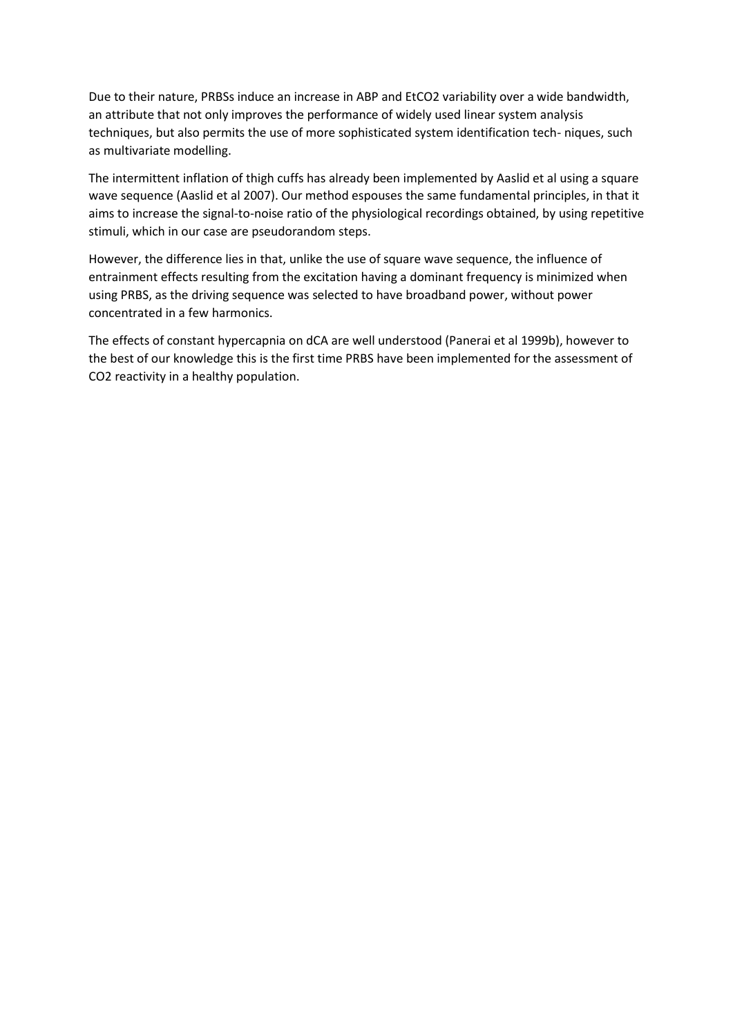Due to their nature, PRBSs induce an increase in ABP and $EtCO_2$ variability over a wide bandwidth, an attribute that not only improves the performance of widely used linear system analysis techniques, but also permits the use of more sophisticated system identification tech- niques, such as multivariate modelling.

The intermittent inflation of thigh cuffs has already been implemented by Aaslid et al using a square wave sequence (Aaslid et al 2007). Our method espouses the same fundamental principles, in that it aims to increase the signal-to-noise ratio of the physiological recordings obtained, by using repetitive stimuli, which in our case are pseudorandom steps.

However, the difference lies in that, unlike the use of square wave sequence, the influence of entrainment effects resulting from the excitation having a dominant frequency is minimized when using PRBS, as the driving sequence was selected to have broadband power, without power concentrated in a few harmonics.

The effects of constant hypercapnia on dCA are well understood (Panerai et al 1999b), however to the best of our knowledge this is the first time PRBS have been implemented for the assessment of $CO_2$ reactivity in a healthy population.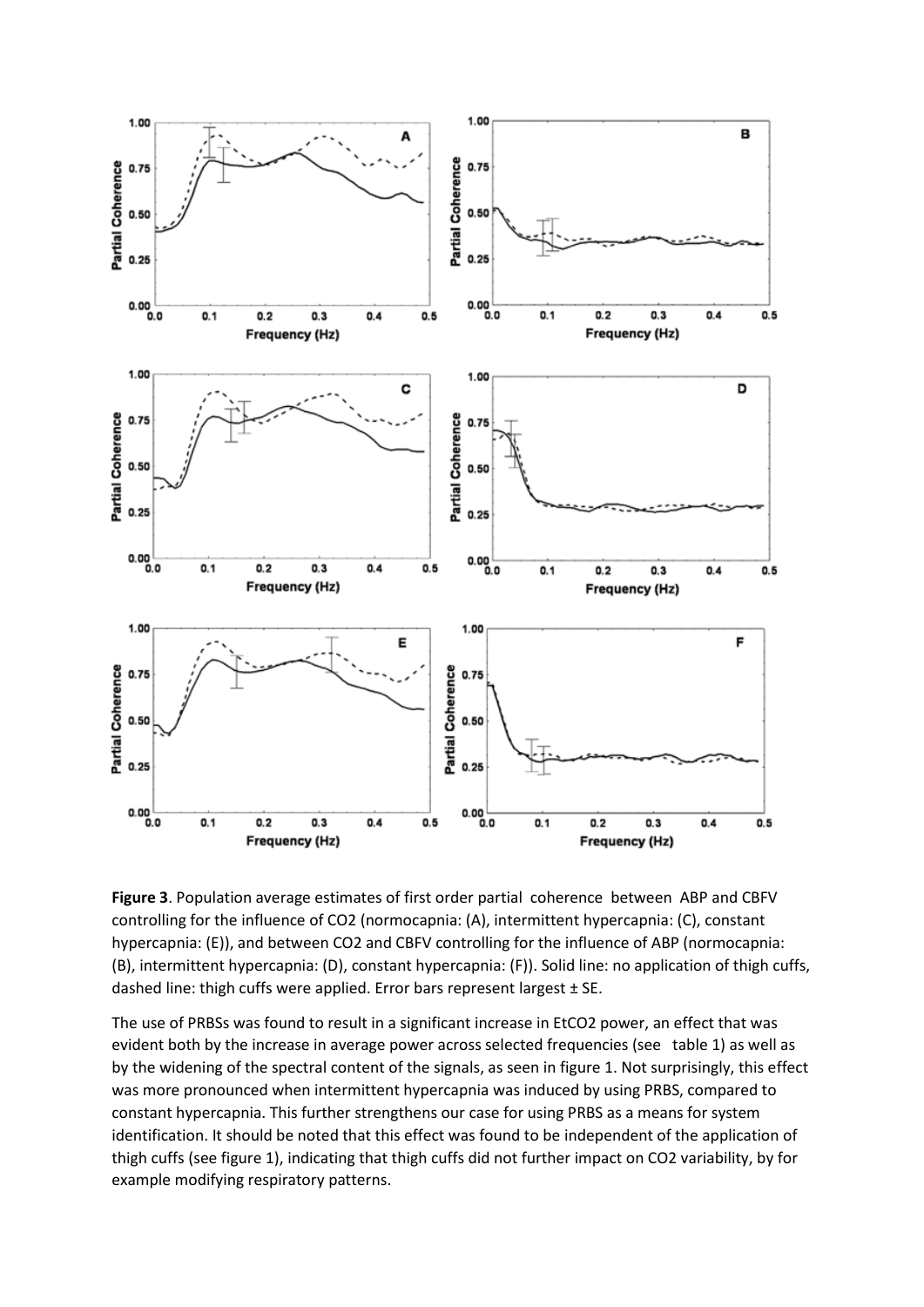**Figure 3**. Population average estimates of first order partial coherence between ABP and CBFV controlling for the influence of CO2 (normocapnia: (A), intermittent hypercapnia: (C), constant hypercapnia: (E)), and between CO2 and CBFV controlling for the influence of ABP (normocapnia: (B), intermittent hypercapnia: (D), constant hypercapnia: (F)). Solid line: no application of thigh cuffs, dashed line: thigh cuffs were applied. Error bars represent largest ± SE.

The use of PRBSs was found to result in a significant increase in EtCO2 power, an effect that was evident both by the increase in average power across selected frequencies (see table 1) as well as by the widening of the spectral content of the signals, as seen in figure 1. Not surprisingly, this effect was more pronounced when intermittent hypercapnia was induced by using PRBS, compared to constant hypercapnia. This further strengthens our case for using PRBS as a means for system identification. It should be noted that this effect was found to be independent of the application of thigh cuffs (see figure 1), indicating that thigh cuffs did not further impact on CO2 variability, by for example modifying respiratory patterns.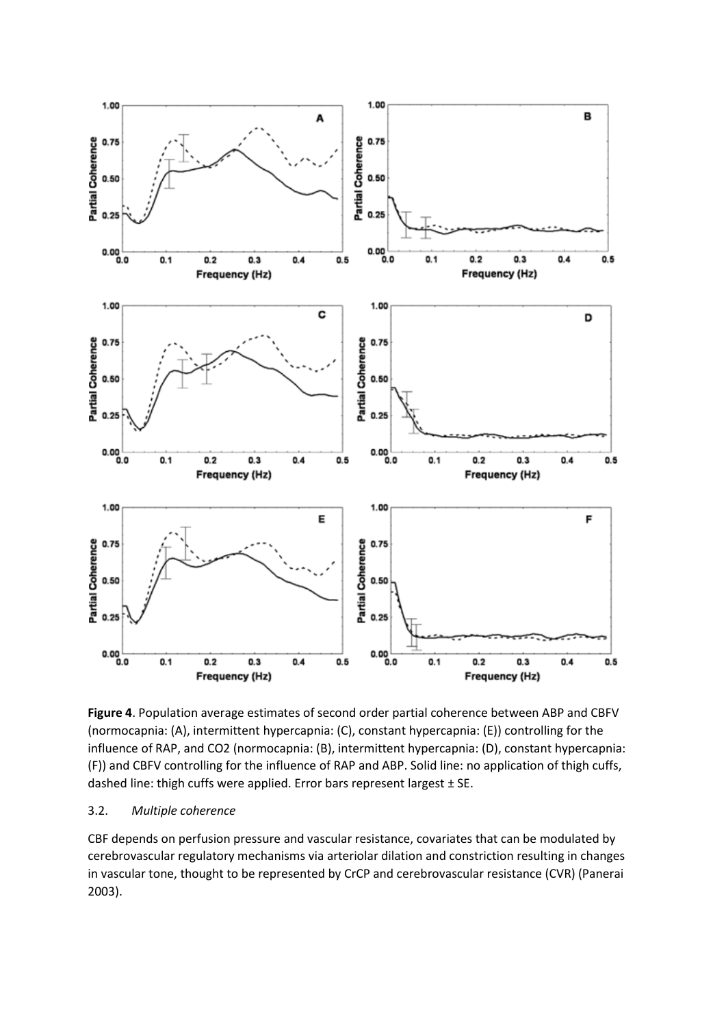**Figure 4**. Population average estimates of second order partial coherence between ABP and CBFV (normocapnia: (A), intermittent hypercapnia: (C), constant hypercapnia: (E)) controlling for the influence of RAP, and CO2 (normocapnia: (B), intermittent hypercapnia: (D), constant hypercapnia: (F)) and CBFV controlling for the influence of RAP and ABP. Solid line: no application of thigh cuffs, dashed line: thigh cuffs were applied. Error bars represent largest ± SE.

### 3.2. *Multiple coherence*

CBF depends on perfusion pressure and vascular resistance, covariates that can be modulated by cerebrovascular regulatory mechanisms via arteriolar dilation and constriction resulting in changes in vascular tone, thought to be represented by CrCP and cerebrovascular resistance (CVR) (Panerai 2003).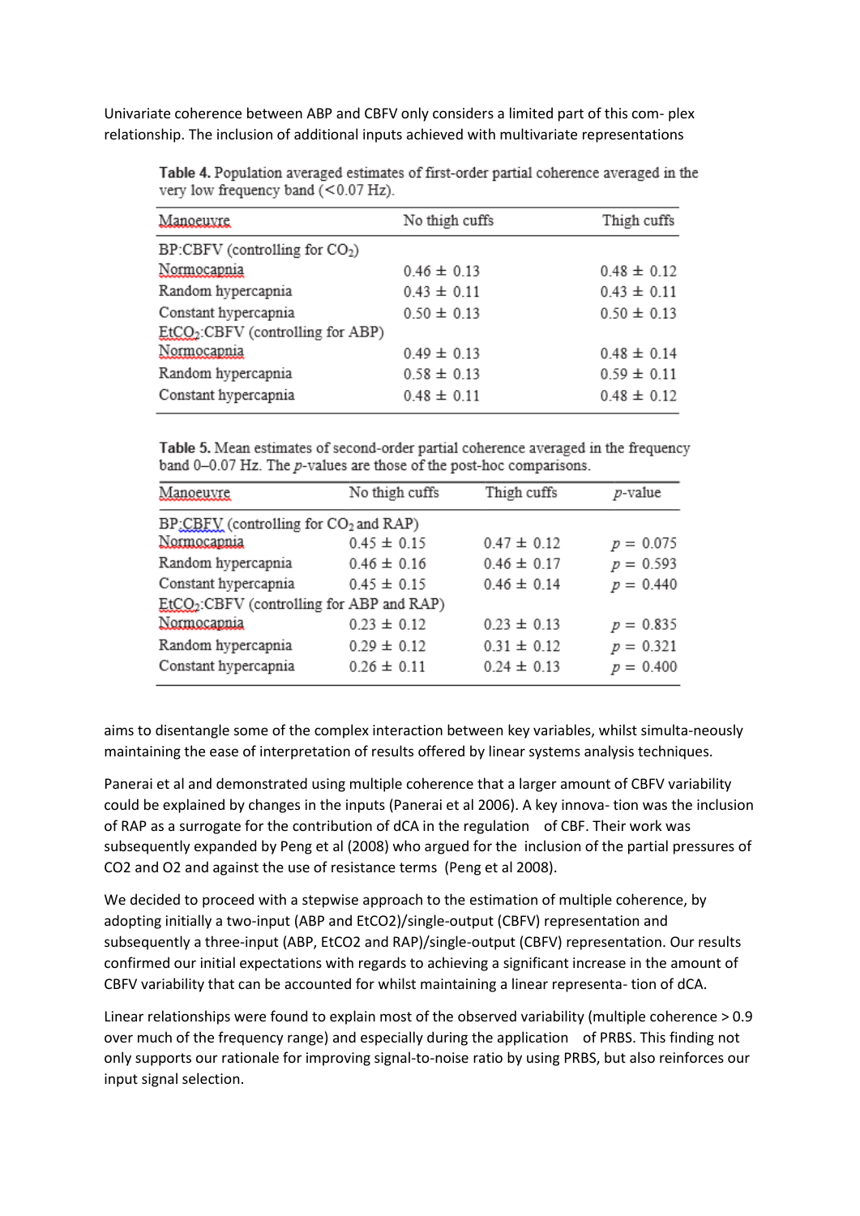Univariate coherence between ABP and CBFV only considers a limited part of this com- plex relationship. The inclusion of additional inputs achieved with multivariate representations

**Table 4.** Population averaged estimates of first-order partial coherence averaged in the very low frequency band (<0.07 Hz).

| Manoeuvre | No thigh cuffs | Thigh cuffs |
|---|---|---|
| BP:CBFV (controlling for $CO_2$) | | |
| Normocapnia | 0.46 ± 0.13 | 0.48 ± 0.12 |
| Random hypercapnia | 0.43 ± 0.11 | 0.43 ± 0.11 |
| Constant hypercapnia | 0.50 ± 0.13 | 0.50 ± 0.13 |
| $EtCO_2$:CBFV (controlling for ABP) | | |
| Normocapnia | 0.49 ± 0.13 | 0.48 ± 0.14 |
| Random hypercapnia | 0.58 ± 0.13 | 0.59 ± 0.11 |
| Constant hypercapnia | 0.48 ± 0.11 | 0.48 ± 0.12 |

**Table 5.** Mean estimates of second-order partial coherence averaged in the frequency band 0–0.07 Hz. The *p*-values are those of the post-hoc comparisons.

| Manoeuvre | No thigh cuffs | Thigh cuffs | *p*-value |
|---|---|---|---|
| BP:CBFV (controlling for $CO_2$ and RAP) | | | |
| Normocapnia | 0.45 ± 0.15 | 0.47 ± 0.12 | $p = 0.075$ |
| Random hypercapnia | 0.46 ± 0.16 | 0.46 ± 0.17 | $p = 0.593$ |
| Constant hypercapnia | 0.45 ± 0.15 | 0.46 ± 0.14 | $p = 0.440$ |
| $EtCO_2$:CBFV (controlling for ABP and RAP) | | | |
| Normocapnia | 0.23 ± 0.12 | 0.23 ± 0.13 | $p = 0.835$ |
| Random hypercapnia | 0.29 ± 0.12 | 0.31 ± 0.12 | $p = 0.321$ |
| Constant hypercapnia | 0.26 ± 0.11 | 0.24 ± 0.13 | $p = 0.400$ |

aims to disentangle some of the complex interaction between key variables, whilst simulta-neously maintaining the ease of interpretation of results offered by linear systems analysis techniques.

Panerai et al and demonstrated using multiple coherence that a larger amount of CBFV variability could be explained by changes in the inputs (Panerai et al 2006). A key innova- tion was the inclusion of RAP as a surrogate for the contribution of dCA in the regulation of CBF. Their work was subsequently expanded by Peng et al (2008) who argued for the inclusion of the partial pressures of CO2 and O2 and against the use of resistance terms (Peng et al 2008).

We decided to proceed with a stepwise approach to the estimation of multiple coherence, by adopting initially a two-input (ABP and $EtCO_2$)/single-output (CBFV) representation and subsequently a three-input (ABP, $EtCO_2$ and RAP)/single-output (CBFV) representation. Our results confirmed our initial expectations with regards to achieving a significant increase in the amount of CBFV variability that can be accounted for whilst maintaining a linear representa- tion of dCA.

Linear relationships were found to explain most of the observed variability (multiple coherence > 0.9 over much of the frequency range) and especially during the application of PRBS. This finding not only supports our rationale for improving signal-to-noise ratio by using PRBS, but also reinforces our input signal selection.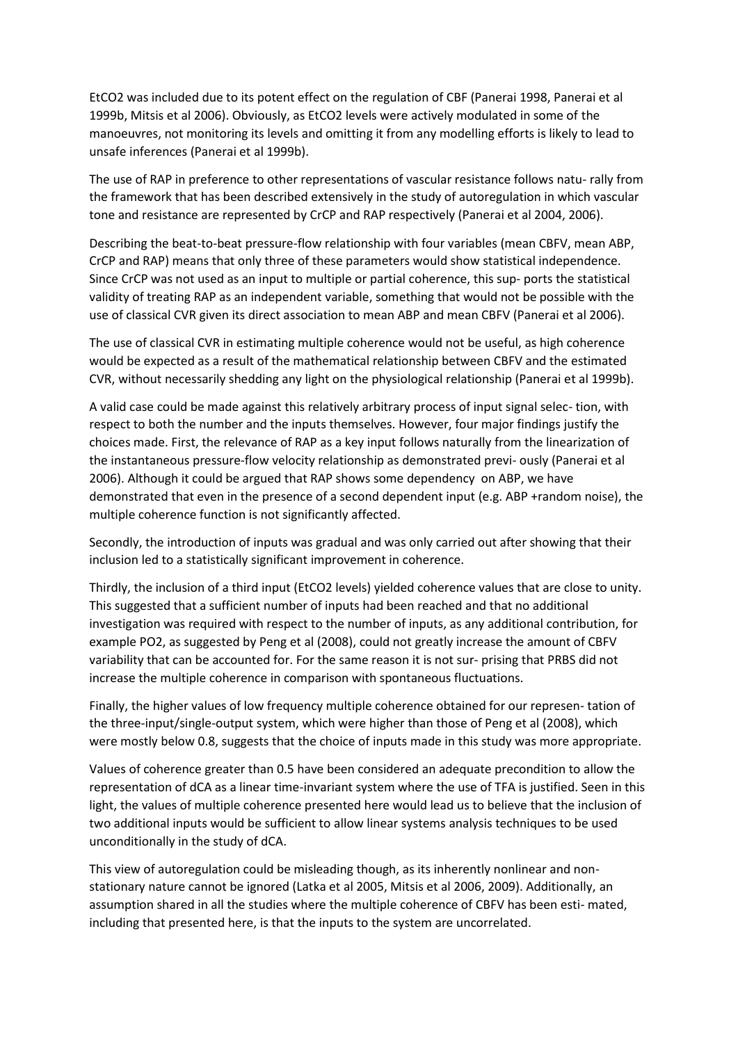EtCO2 was included due to its potent effect on the regulation of CBF (Panerai 1998, Panerai et al 1999b, Mitsis et al 2006). Obviously, as EtCO2 levels were actively modulated in some of the manoeuvres, not monitoring its levels and omitting it from any modelling efforts is likely to lead to unsafe inferences (Panerai et al 1999b).

The use of RAP in preference to other representations of vascular resistance follows natu- rally from the framework that has been described extensively in the study of autoregulation in which vascular tone and resistance are represented by CrCP and RAP respectively (Panerai et al 2004, 2006).

Describing the beat-to-beat pressure-flow relationship with four variables (mean CBFV, mean ABP, CrCP and RAP) means that only three of these parameters would show statistical independence. Since CrCP was not used as an input to multiple or partial coherence, this sup- ports the statistical validity of treating RAP as an independent variable, something that would not be possible with the use of classical CVR given its direct association to mean ABP and mean CBFV (Panerai et al 2006).

The use of classical CVR in estimating multiple coherence would not be useful, as high coherence would be expected as a result of the mathematical relationship between CBFV and the estimated CVR, without necessarily shedding any light on the physiological relationship (Panerai et al 1999b).

A valid case could be made against this relatively arbitrary process of input signal selec- tion, with respect to both the number and the inputs themselves. However, four major findings justify the choices made. First, the relevance of RAP as a key input follows naturally from the linearization of the instantaneous pressure-flow velocity relationship as demonstrated previ- ously (Panerai et al 2006). Although it could be argued that RAP shows some dependency on ABP, we have demonstrated that even in the presence of a second dependent input (e.g. ABP +random noise), the multiple coherence function is not significantly affected.

Secondly, the introduction of inputs was gradual and was only carried out after showing that their inclusion led to a statistically significant improvement in coherence.

Thirdly, the inclusion of a third input (EtCO2 levels) yielded coherence values that are close to unity. This suggested that a sufficient number of inputs had been reached and that no additional investigation was required with respect to the number of inputs, as any additional contribution, for example PO2, as suggested by Peng et al (2008), could not greatly increase the amount of CBFV variability that can be accounted for. For the same reason it is not sur- prising that PRBS did not increase the multiple coherence in comparison with spontaneous fluctuations.

Finally, the higher values of low frequency multiple coherence obtained for our represen- tation of the three-input/single-output system, which were higher than those of Peng et al (2008), which were mostly below 0.8, suggests that the choice of inputs made in this study was more appropriate.

Values of coherence greater than 0.5 have been considered an adequate precondition to allow the representation of dCA as a linear time-invariant system where the use of TFA is justified. Seen in this light, the values of multiple coherence presented here would lead us to believe that the inclusion of two additional inputs would be sufficient to allow linear systems analysis techniques to be used unconditionally in the study of dCA.

This view of autoregulation could be misleading though, as its inherently nonlinear and non-stationary nature cannot be ignored (Latka et al 2005, Mitsis et al 2006, 2009). Additionally, an assumption shared in all the studies where the multiple coherence of CBFV has been esti- mated, including that presented here, is that the inputs to the system are uncorrelated.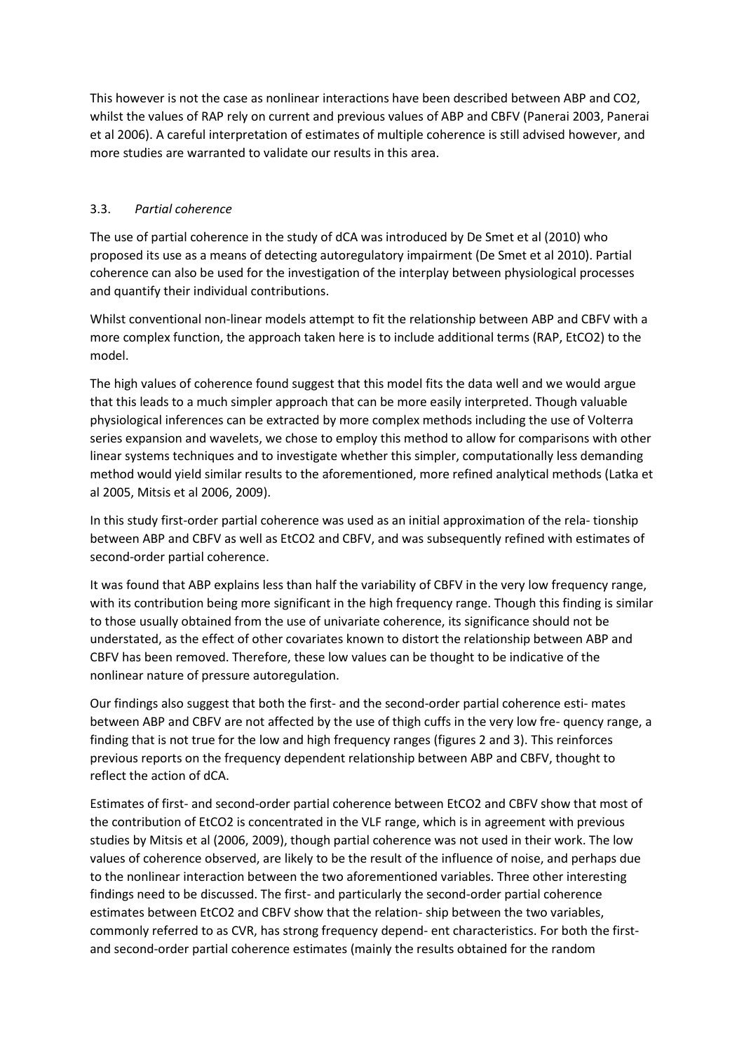This however is not the case as nonlinear interactions have been described between ABP and $CO_2$, whilst the values of RAP rely on current and previous values of ABP and CBFV (Panerai 2003, Panerai et al 2006). A careful interpretation of estimates of multiple coherence is still advised however, and more studies are warranted to validate our results in this area.

### 3.3. *Partial coherence*

The use of partial coherence in the study of dCA was introduced by De Smet et al (2010) who proposed its use as a means of detecting autoregulatory impairment (De Smet et al 2010). Partial coherence can also be used for the investigation of the interplay between physiological processes and quantify their individual contributions.

Whilst conventional non-linear models attempt to fit the relationship between ABP and CBFV with a more complex function, the approach taken here is to include additional terms (RAP, $EtCO_2$) to the model.

The high values of coherence found suggest that this model fits the data well and we would argue that this leads to a much simpler approach that can be more easily interpreted. Though valuable physiological inferences can be extracted by more complex methods including the use of Volterra series expansion and wavelets, we chose to employ this method to allow for comparisons with other linear systems techniques and to investigate whether this simpler, computationally less demanding method would yield similar results to the aforementioned, more refined analytical methods (Latka et al 2005, Mitsis et al 2006, 2009).

In this study first-order partial coherence was used as an initial approximation of the rela- tionship between ABP and CBFV as well as $EtCO_2$ and CBFV, and was subsequently refined with estimates of second-order partial coherence.

It was found that ABP explains less than half the variability of CBFV in the very low frequency range, with its contribution being more significant in the high frequency range. Though this finding is similar to those usually obtained from the use of univariate coherence, its significance should not be understated, as the effect of other covariates known to distort the relationship between ABP and CBFV has been removed. Therefore, these low values can be thought to be indicative of the nonlinear nature of pressure autoregulation.

Our findings also suggest that both the first- and the second-order partial coherence esti- mates between ABP and CBFV are not affected by the use of thigh cuffs in the very low fre- quency range, a finding that is not true for the low and high frequency ranges (figures 2 and 3). This reinforces previous reports on the frequency dependent relationship between ABP and CBFV, thought to reflect the action of dCA.

Estimates of first- and second-order partial coherence between $EtCO_2$ and CBFV show that most of the contribution of $EtCO_2$ is concentrated in the VLF range, which is in agreement with previous studies by Mitsis et al (2006, 2009), though partial coherence was not used in their work. The low values of coherence observed, are likely to be the result of the influence of noise, and perhaps due to the nonlinear interaction between the two aforementioned variables. Three other interesting findings need to be discussed. The first- and particularly the second-order partial coherence estimates between $EtCO_2$ and CBFV show that the relation- ship between the two variables, commonly referred to as CVR, has strong frequency depend- ent characteristics. For both the first- and second-order partial coherence estimates (mainly the results obtained for the random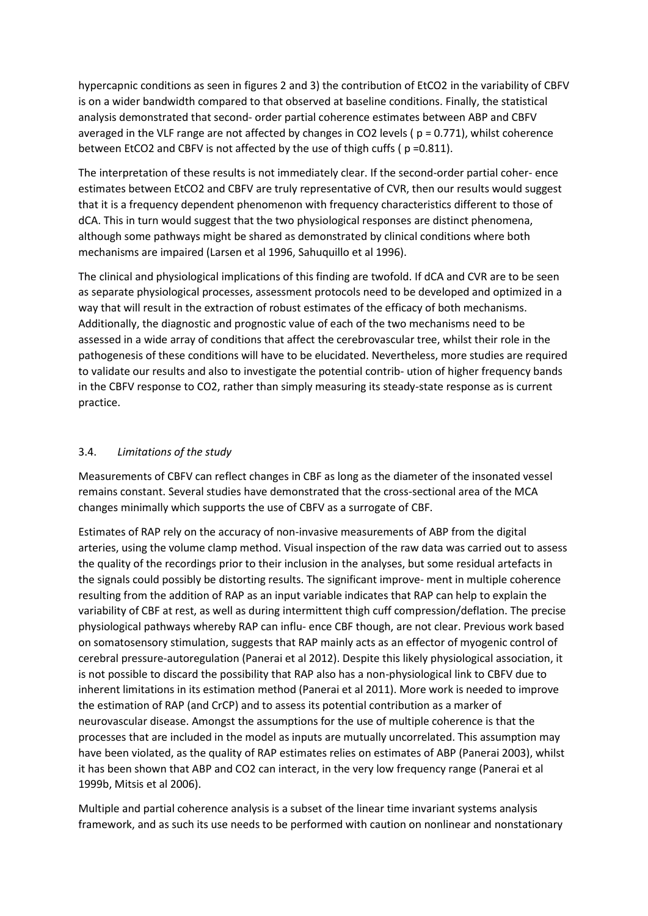hypercapnic conditions as seen in figures 2 and 3) the contribution of $EtCO_2$ in the variability of CBFV is on a wider bandwidth compared to that observed at baseline conditions. Finally, the statistical analysis demonstrated that second- order partial coherence estimates between ABP and CBFV averaged in the VLF range are not affected by changes in $CO_2$ levels ( $p = 0.771$), whilst coherence between $EtCO_2$ and CBFV is not affected by the use of thigh cuffs ( $p = 0.811$).

The interpretation of these results is not immediately clear. If the second-order partial coher- ence estimates between $EtCO_2$ and CBFV are truly representative of CVR, then our results would suggest that it is a frequency dependent phenomenon with frequency characteristics different to those of dCA. This in turn would suggest that the two physiological responses are distinct phenomena, although some pathways might be shared as demonstrated by clinical conditions where both mechanisms are impaired (Larsen et al 1996, Sahuquillo et al 1996).

The clinical and physiological implications of this finding are twofold. If dCA and CVR are to be seen as separate physiological processes, assessment protocols need to be developed and optimized in a way that will result in the extraction of robust estimates of the efficacy of both mechanisms. Additionally, the diagnostic and prognostic value of each of the two mechanisms need to be assessed in a wide array of conditions that affect the cerebrovascular tree, whilst their role in the pathogenesis of these conditions will have to be elucidated. Nevertheless, more studies are required to validate our results and also to investigate the potential contrib- ution of higher frequency bands in the CBFV response to $CO_2$, rather than simply measuring its steady-state response as is current practice.

### 3.4. *Limitations of the study*

Measurements of CBFV can reflect changes in CBF as long as the diameter of the insonated vessel remains constant. Several studies have demonstrated that the cross-sectional area of the MCA changes minimally which supports the use of CBFV as a surrogate of CBF.

Estimates of RAP rely on the accuracy of non-invasive measurements of ABP from the digital arteries, using the volume clamp method. Visual inspection of the raw data was carried out to assess the quality of the recordings prior to their inclusion in the analyses, but some residual artefacts in the signals could possibly be distorting results. The significant improve- ment in multiple coherence resulting from the addition of RAP as an input variable indicates that RAP can help to explain the variability of CBF at rest, as well as during intermittent thigh cuff compression/deflation. The precise physiological pathways whereby RAP can influ- ence CBF though, are not clear. Previous work based on somatosensory stimulation, suggests that RAP mainly acts as an effector of myogenic control of cerebral pressure-autoregulation (Panerai et al 2012). Despite this likely physiological association, it is not possible to discard the possibility that RAP also has a non-physiological link to CBFV due to inherent limitations in its estimation method (Panerai et al 2011). More work is needed to improve the estimation of RAP (and CrCP) and to assess its potential contribution as a marker of neurovascular disease. Amongst the assumptions for the use of multiple coherence is that the processes that are included in the model as inputs are mutually uncorrelated. This assumption may have been violated, as the quality of RAP estimates relies on estimates of ABP (Panerai 2003), whilst it has been shown that ABP and $CO_2$ can interact, in the very low frequency range (Panerai et al 1999b, Mitsis et al 2006).

Multiple and partial coherence analysis is a subset of the linear time invariant systems analysis framework, and as such its use needs to be performed with caution on nonlinear and nonstationary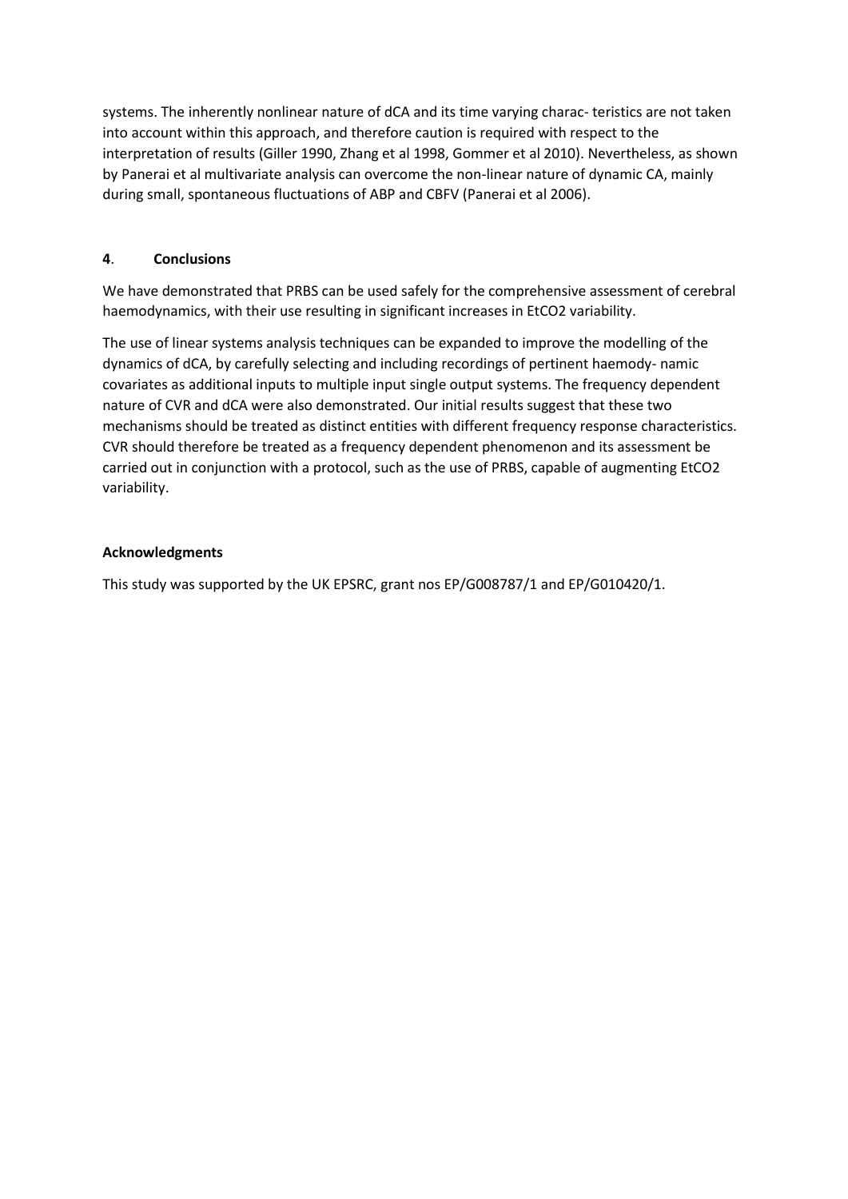systems. The inherently nonlinear nature of dCA and its time varying charac- teristics are not taken into account within this approach, and therefore caution is required with respect to the interpretation of results (Giller 1990, Zhang et al 1998, Gommer et al 2010). Nevertheless, as shown by Panerai et al multivariate analysis can overcome the non-linear nature of dynamic CA, mainly during small, spontaneous fluctuations of ABP and CBFV (Panerai et al 2006).

## **4**. **Conclusions**

We have demonstrated that PRBS can be used safely for the comprehensive assessment of cerebral haemodynamics, with their use resulting in significant increases in $EtCO_2$ variability.

The use of linear systems analysis techniques can be expanded to improve the modelling of the dynamics of dCA, by carefully selecting and including recordings of pertinent haemody- namic covariates as additional inputs to multiple input single output systems. The frequency dependent nature of CVR and dCA were also demonstrated. Our initial results suggest that these two mechanisms should be treated as distinct entities with different frequency response characteristics. CVR should therefore be treated as a frequency dependent phenomenon and its assessment be carried out in conjunction with a protocol, such as the use of PRBS, capable of augmenting $EtCO_2$ variability.

## **Acknowledgments**

This study was supported by the UK EPSRC, grant nos EP/G008787/1 and EP/G010420/1.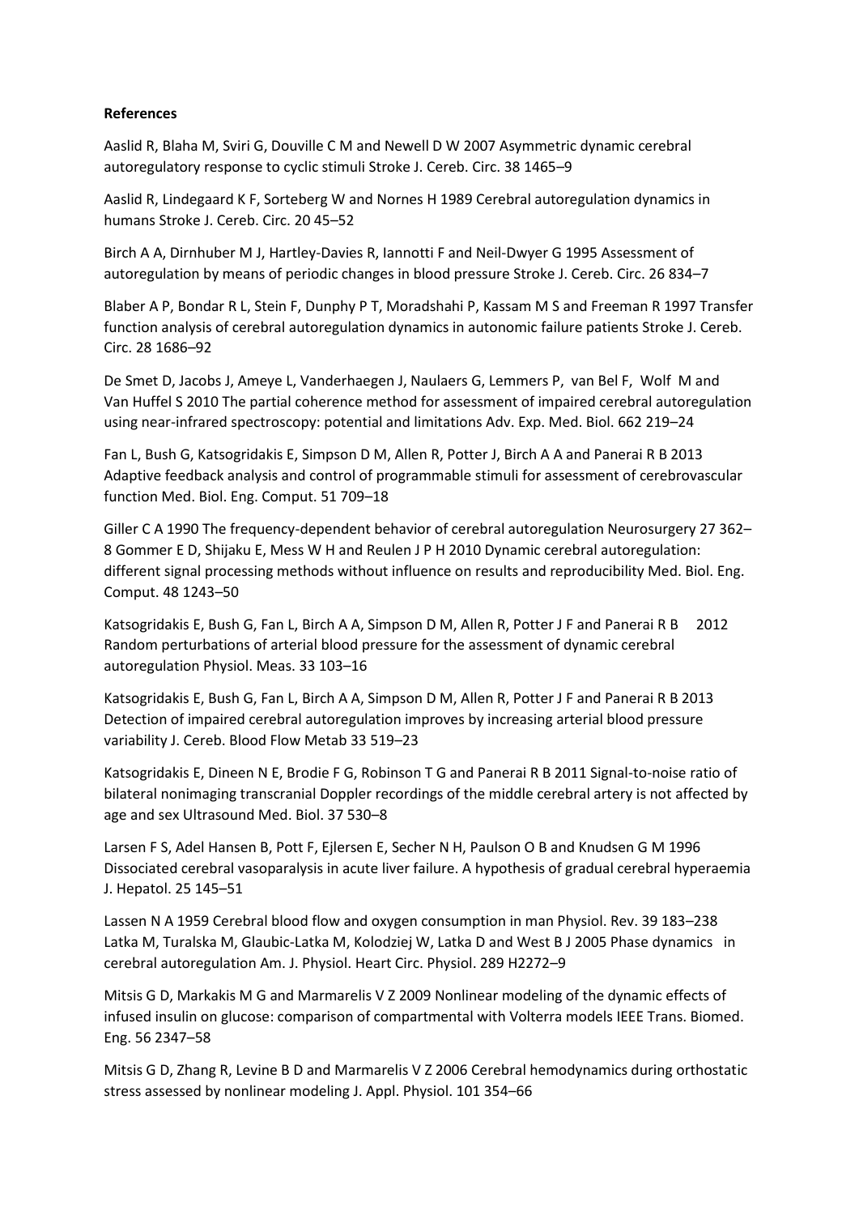**References**

Aaslid R, Blaha M, Sviri G, Douville C M and Newell D W 2007 Asymmetric dynamic cerebral autoregulatory response to cyclic stimuli Stroke J. Cereb. Circ. 38 1465–9

Aaslid R, Lindegaard K F, Sorteberg W and Nornes H 1989 Cerebral autoregulation dynamics in humans Stroke J. Cereb. Circ. 20 45–52

Birch A A, Dirnhuber M J, Hartley-Davies R, Iannotti F and Neil-Dwyer G 1995 Assessment of autoregulation by means of periodic changes in blood pressure Stroke J. Cereb. Circ. 26 834–7

Blaber A P, Bondar R L, Stein F, Dunphy P T, Moradshahi P, Kassam M S and Freeman R 1997 Transfer function analysis of cerebral autoregulation dynamics in autonomic failure patients Stroke J. Cereb. Circ. 28 1686–92

De Smet D, Jacobs J, Ameye L, Vanderhaegen J, Naulaers G, Lemmers P, van Bel F, Wolf M and Van Huffel S 2010 The partial coherence method for assessment of impaired cerebral autoregulation using near-infrared spectroscopy: potential and limitations Adv. Exp. Med. Biol. 662 219–24

Fan L, Bush G, Katsogridakis E, Simpson D M, Allen R, Potter J, Birch A A and Panerai R B 2013 Adaptive feedback analysis and control of programmable stimuli for assessment of cerebrovascular function Med. Biol. Eng. Comput. 51 709–18

Giller C A 1990 The frequency-dependent behavior of cerebral autoregulation Neurosurgery 27 362–8 Gommer E D, Shijaku E, Mess W H and Reulen J P H 2010 Dynamic cerebral autoregulation: different signal processing methods without influence on results and reproducibility Med. Biol. Eng. Comput. 48 1243–50

Katsogridakis E, Bush G, Fan L, Birch A A, Simpson D M, Allen R, Potter J F and Panerai R B 2012 Random perturbations of arterial blood pressure for the assessment of dynamic cerebral autoregulation Physiol. Meas. 33 103–16

Katsogridakis E, Bush G, Fan L, Birch A A, Simpson D M, Allen R, Potter J F and Panerai R B 2013 Detection of impaired cerebral autoregulation improves by increasing arterial blood pressure variability J. Cereb. Blood Flow Metab 33 519–23

Katsogridakis E, Dineen N E, Brodie F G, Robinson T G and Panerai R B 2011 Signal-to-noise ratio of bilateral nonimaging transcranial Doppler recordings of the middle cerebral artery is not affected by age and sex Ultrasound Med. Biol. 37 530–8

Larsen F S, Adel Hansen B, Pott F, Ejlersen E, Secher N H, Paulson O B and Knudsen G M 1996 Dissociated cerebral vasoparalysis in acute liver failure. A hypothesis of gradual cerebral hyperaemia J. Hepatol. 25 145–51

Lassen N A 1959 Cerebral blood flow and oxygen consumption in man Physiol. Rev. 39 183–238 Latka M, Turalska M, Glaubic-Latka M, Kolodziej W, Latka D and West B J 2005 Phase dynamics in cerebral autoregulation Am. J. Physiol. Heart Circ. Physiol. 289 H2272–9

Mitsis G D, Markakis M G and Marmarelis V Z 2009 Nonlinear modeling of the dynamic effects of infused insulin on glucose: comparison of compartmental with Volterra models IEEE Trans. Biomed. Eng. 56 2347–58

Mitsis G D, Zhang R, Levine B D and Marmarelis V Z 2006 Cerebral hemodynamics during orthostatic stress assessed by nonlinear modeling J. Appl. Physiol. 101 354–66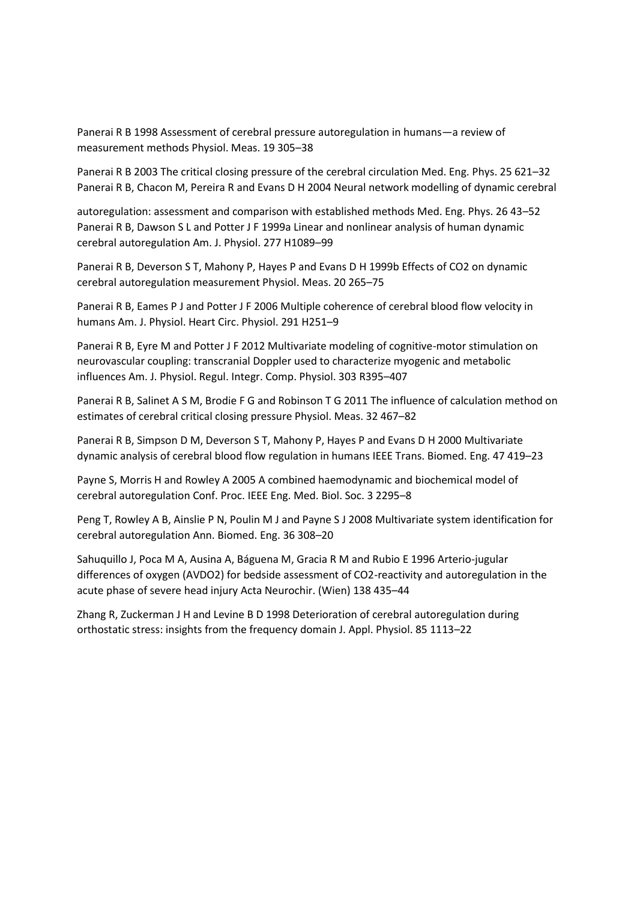Panerai R B 1998 Assessment of cerebral pressure autoregulation in humans—a review of measurement methods Physiol. Meas. 19 305–38

Panerai R B 2003 The critical closing pressure of the cerebral circulation Med. Eng. Phys. 25 621–32

Panerai R B, Chacon M, Pereira R and Evans D H 2004 Neural network modelling of dynamic cerebral autoregulation: assessment and comparison with established methods Med. Eng. Phys. 26 43–52

Panerai R B, Dawson S L and Potter J F 1999a Linear and nonlinear analysis of human dynamic cerebral autoregulation Am. J. Physiol. 277 H1089–99

Panerai R B, Deverson S T, Mahony P, Hayes P and Evans D H 1999b Effects of $CO_2$ on dynamic cerebral autoregulation measurement Physiol. Meas. 20 265–75

Panerai R B, Eames P J and Potter J F 2006 Multiple coherence of cerebral blood flow velocity in humans Am. J. Physiol. Heart Circ. Physiol. 291 H251–9

Panerai R B, Eyre M and Potter J F 2012 Multivariate modeling of cognitive-motor stimulation on neurovascular coupling: transcranial Doppler used to characterize myogenic and metabolic influences Am. J. Physiol. Regul. Integr. Comp. Physiol. 303 R395–407

Panerai R B, Salinet A S M, Brodie F G and Robinson T G 2011 The influence of calculation method on estimates of cerebral critical closing pressure Physiol. Meas. 32 467–82

Panerai R B, Simpson D M, Deverson S T, Mahony P, Hayes P and Evans D H 2000 Multivariate dynamic analysis of cerebral blood flow regulation in humans IEEE Trans. Biomed. Eng. 47 419–23

Payne S, Morris H and Rowley A 2005 A combined haemodynamic and biochemical model of cerebral autoregulation Conf. Proc. IEEE Eng. Med. Biol. Soc. 3 2295–8

Peng T, Rowley A B, Ainslie P N, Poulin M J and Payne S J 2008 Multivariate system identification for cerebral autoregulation Ann. Biomed. Eng. 36 308–20

Sahuquillo J, Poca M A, Ausina A, Báguena M, Gracia R M and Rubio E 1996 Arterio-jugular differences of oxygen (AVDO2) for bedside assessment of $CO_2$-reactivity and autoregulation in the acute phase of severe head injury Acta Neurochir. (Wien) 138 435–44

Zhang R, Zuckerman J H and Levine B D 1998 Deterioration of cerebral autoregulation during orthostatic stress: insights from the frequency domain J. Appl. Physiol. 85 1113–22